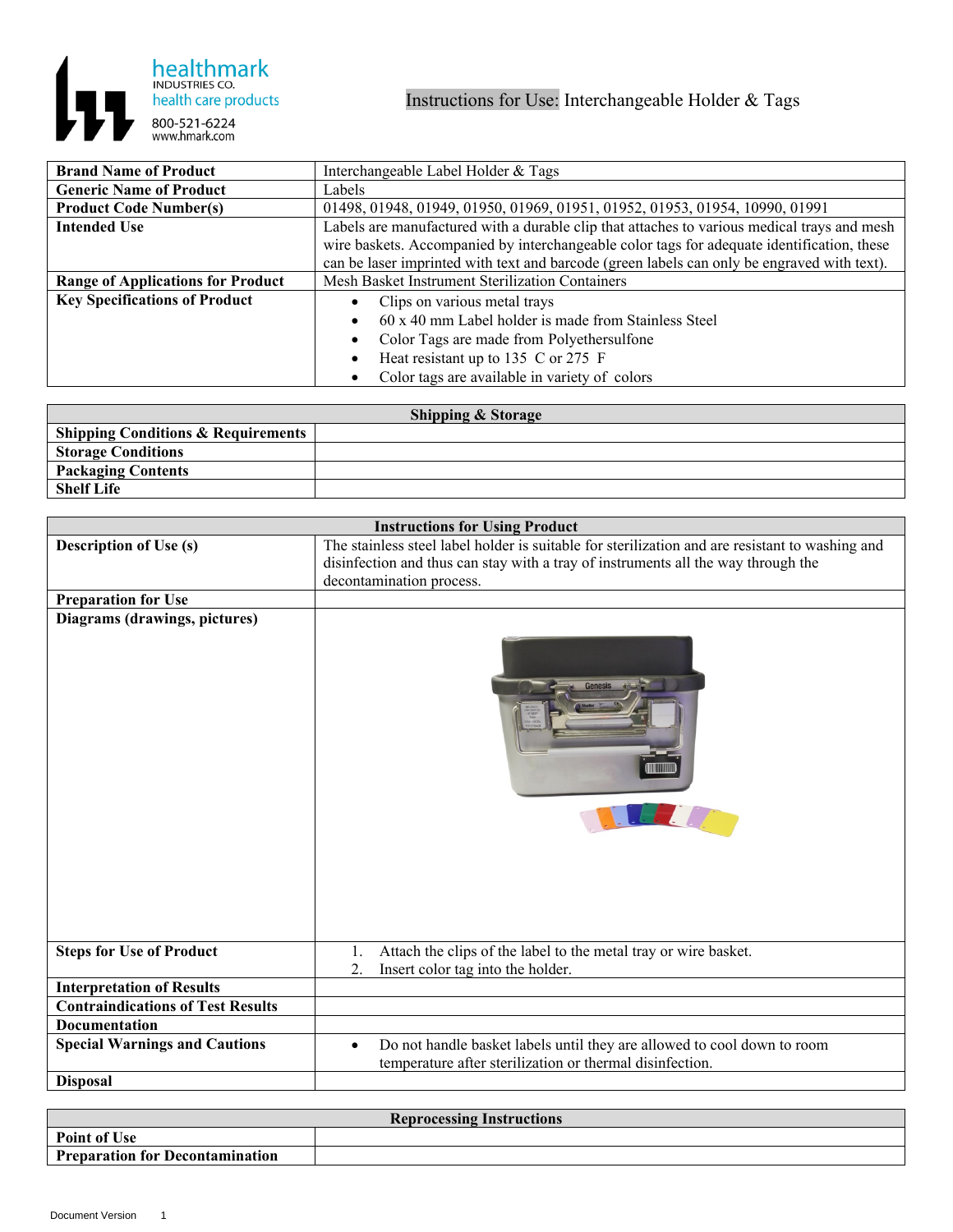healthmark INDUSTRIES CO.
health care products
800-521-6224
www.hmark.com

# Instructions for Use: Interchangeable Holder & Tags

| | |
|---|---|
| **Brand Name of Product** | Interchangeable Label Holder & Tags |
| **Generic Name of Product** | Labels |
| **Product Code Number(s)** | 01498, 01948, 01949, 01950, 01969, 01951, 01952, 01953, 01954, 10990, 01991 |
| **Intended Use** | Labels are manufactured with a durable clip that attaches to various medical trays and mesh wire baskets. Accompanied by interchangeable color tags for adequate identification, these can be laser imprinted with text and barcode (green labels can only be engraved with text). |
| **Range of Applications for Product** | Mesh Basket Instrument Sterilization Containers |
| **Key Specifications of Product** | • Clips on various metal trays<br>• 60 x 40 mm Label holder is made from Stainless Steel<br>• Color Tags are made from Polyethersulfone<br>• Heat resistant up to 135 C or 275 F<br>• Color tags are available in variety of colors |

| **Shipping & Storage** | |
|---|---|
| **Shipping Conditions & Requirements** | |
| **Storage Conditions** | |
| **Packaging Contents** | |
| **Shelf Life** | |

| **Instructions for Using Product** | |
|---|---|
| **Description of Use (s)** | The stainless steel label holder is suitable for sterilization and are resistant to washing and disinfection and thus can stay with a tray of instruments all the way through the decontamination process. |
| **Preparation for Use** | |
| **Diagrams (drawings, pictures)** | |
| **Steps for Use of Product** | 1. Attach the clips of the label to the metal tray or wire basket.<br>2. Insert color tag into the holder. |
| **Interpretation of Results** | |
| **Contraindications of Test Results** | |
| **Documentation** | |
| **Special Warnings and Cautions** | • Do not handle basket labels until they are allowed to cool down to room temperature after sterilization or thermal disinfection. |
| **Disposal** | |

| **Reprocessing Instructions** | |
|---|---|
| **Point of Use** | |
| **Preparation for Decontamination** | |

Document Version 1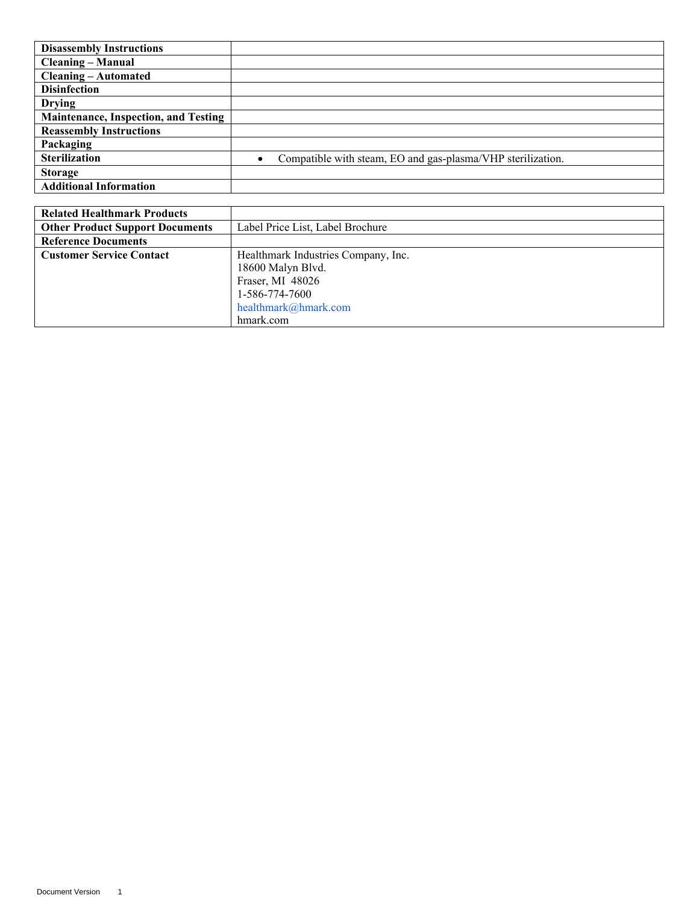| | |
|---|---|
| **Disassembly Instructions** | |
| **Cleaning – Manual** | |
| **Cleaning – Automated** | |
| **Disinfection** | |
| **Drying** | |
| **Maintenance, Inspection, and Testing** | |
| **Reassembly Instructions** | |
| **Packaging** | |
| **Sterilization** | • Compatible with steam, EO and gas-plasma/VHP sterilization. |
| **Storage** | |
| **Additional Information** | |

| | |
|---|---|
| **Related Healthmark Products** | |
| **Other Product Support Documents** | Label Price List, Label Brochure |
| **Reference Documents** | |
| **Customer Service Contact** | Healthmark Industries Company, Inc.<br>18600 Malyn Blvd.<br>Fraser, MI 48026<br>1-586-774-7600<br>healthmark@hmark.com<br>hmark.com |

Document Version 1